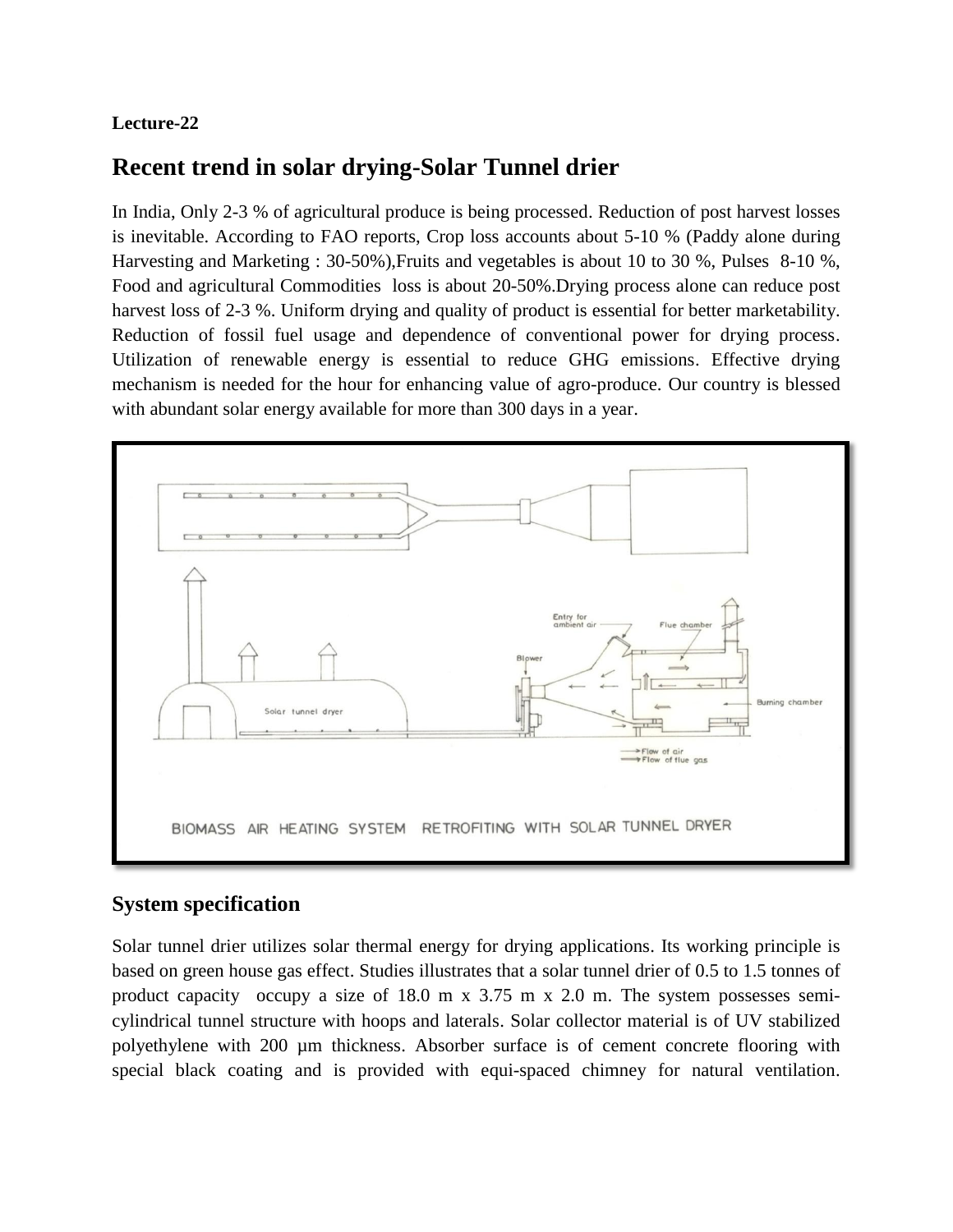**Lecture-22**

# Recent trend in solar drying-Solar Tunnel drier

In India, Only 2-3 % of agricultural produce is being processed. Reduction of post harvest losses is inevitable. According to FAO reports, Crop loss accounts about 5-10 % (Paddy alone during Harvesting and Marketing : 30-50%),Fruits and vegetables is about 10 to 30 %, Pulses 8-10 %, Food and agricultural Commodities loss is about 20-50%.Drying process alone can reduce post harvest loss of 2-3 %. Uniform drying and quality of product is essential for better marketability. Reduction of fossil fuel usage and dependence of conventional power for drying process. Utilization of renewable energy is essential to reduce GHG emissions. Effective drying mechanism is needed for the hour for enhancing value of agro-produce. Our country is blessed with abundant solar energy available for more than 300 days in a year.

BIOMASS AIR HEATING SYSTEM RETROFITING WITH SOLAR TUNNEL DRYER

## System specification

Solar tunnel drier utilizes solar thermal energy for drying applications. Its working principle is based on green house gas effect. Studies illustrates that a solar tunnel drier of 0.5 to 1.5 tonnes of product capacity occupy a size of 18.0 m x 3.75 m x 2.0 m. The system possesses semi-cylindrical tunnel structure with hoops and laterals. Solar collector material is of UV stabilized polyethylene with 200 µm thickness. Absorber surface is of cement concrete flooring with special black coating and is provided with equi-spaced chimney for natural ventilation.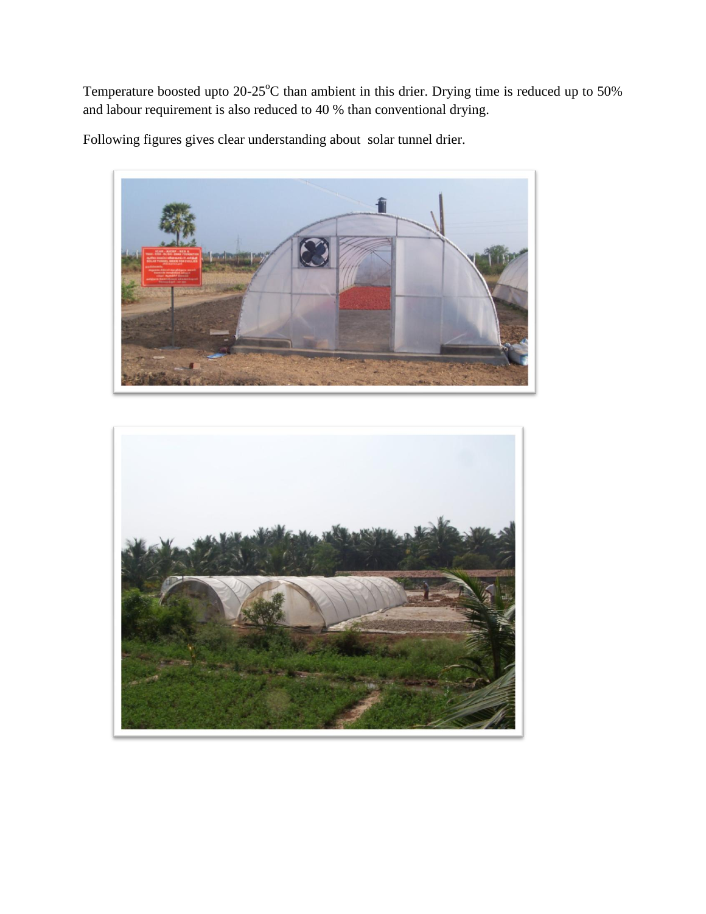Temperature boosted upto 20-25$^{o}$C than ambient in this drier. Drying time is reduced up to 50% and labour requirement is also reduced to 40 % than conventional drying.

Following figures gives clear understanding about  solar tunnel drier.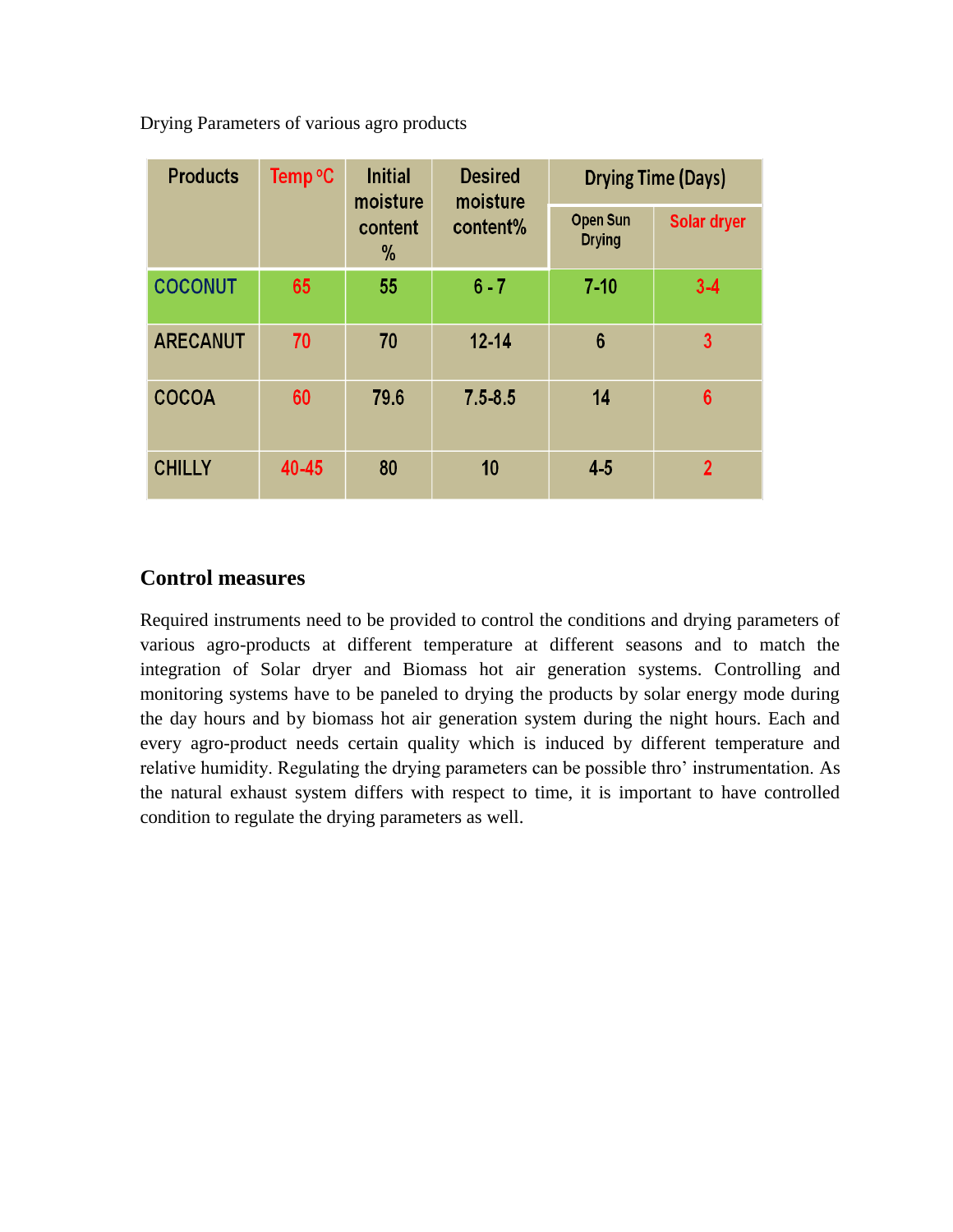Drying Parameters of various agro products

| Products | Temp °C | Initial moisture content % | Desired moisture content% | Drying Time (Days) | |
|---|---|---|---|---|---|
| | | | | Open Sun Drying | Solar dryer |
| COCONUT | 65 | 55 | 6 - 7 | 7-10 | 3-4 |
| ARECANUT | 70 | 70 | 12-14 | 6 | 3 |
| COCOA | 60 | 79.6 | 7.5-8.5 | 14 | 6 |
| CHILLY | 40-45 | 80 | 10 | 4-5 | 2 |

## Control measures

Required instruments need to be provided to control the conditions and drying parameters of various agro-products at different temperature at different seasons and to match the integration of Solar dryer and Biomass hot air generation systems. Controlling and monitoring systems have to be paneled to drying the products by solar energy mode during the day hours and by biomass hot air generation system during the night hours. Each and every agro-product needs certain quality which is induced by different temperature and relative humidity. Regulating the drying parameters can be possible thro' instrumentation. As the natural exhaust system differs with respect to time, it is important to have controlled condition to regulate the drying parameters as well.